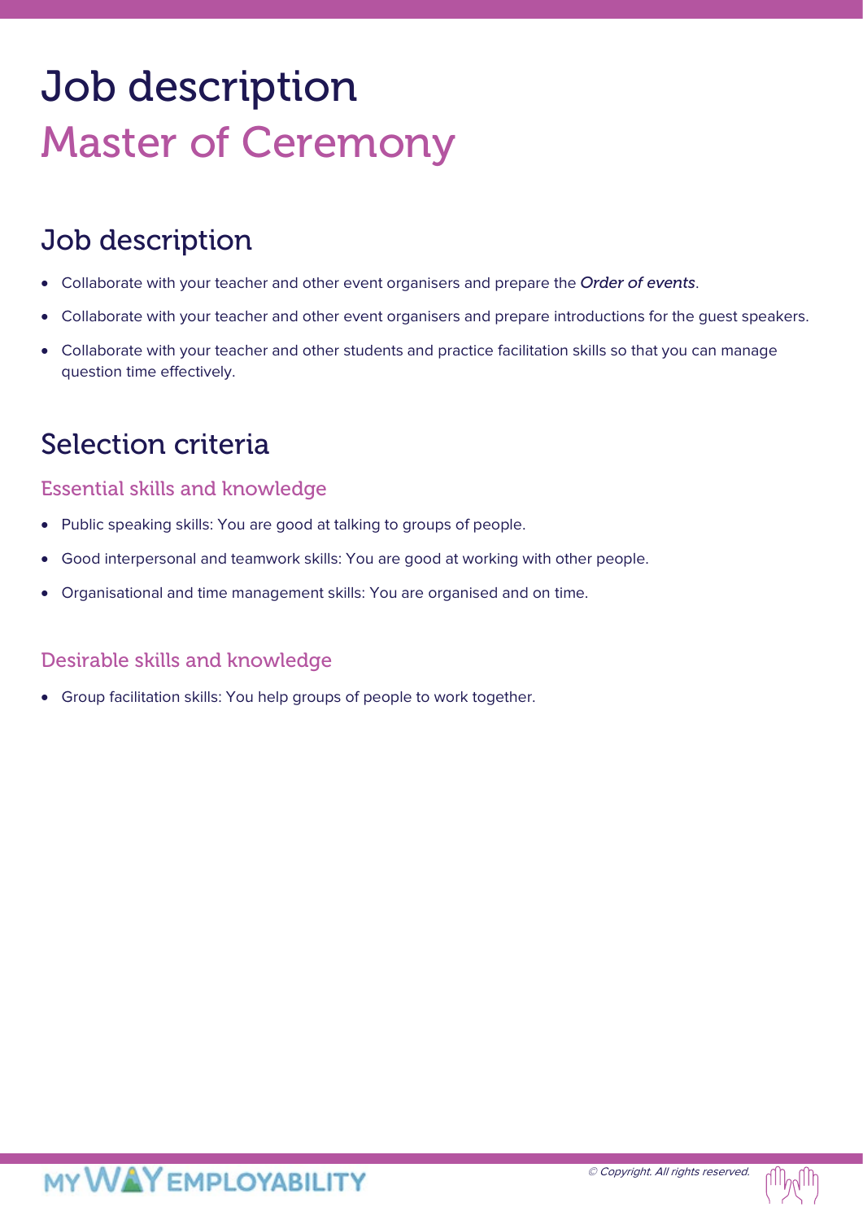# Job description
# Master of Ceremony

## Job description

- Collaborate with your teacher and other event organisers and prepare the *Order of events*.
- Collaborate with your teacher and other event organisers and prepare introductions for the guest speakers.
- Collaborate with your teacher and other students and practice facilitation skills so that you can manage question time effectively.

## Selection criteria

### Essential skills and knowledge

- Public speaking skills: You are good at talking to groups of people.
- Good interpersonal and teamwork skills: You are good at working with other people.
- Organisational and time management skills: You are organised and on time.

### Desirable skills and knowledge

- Group facilitation skills: You help groups of people to work together.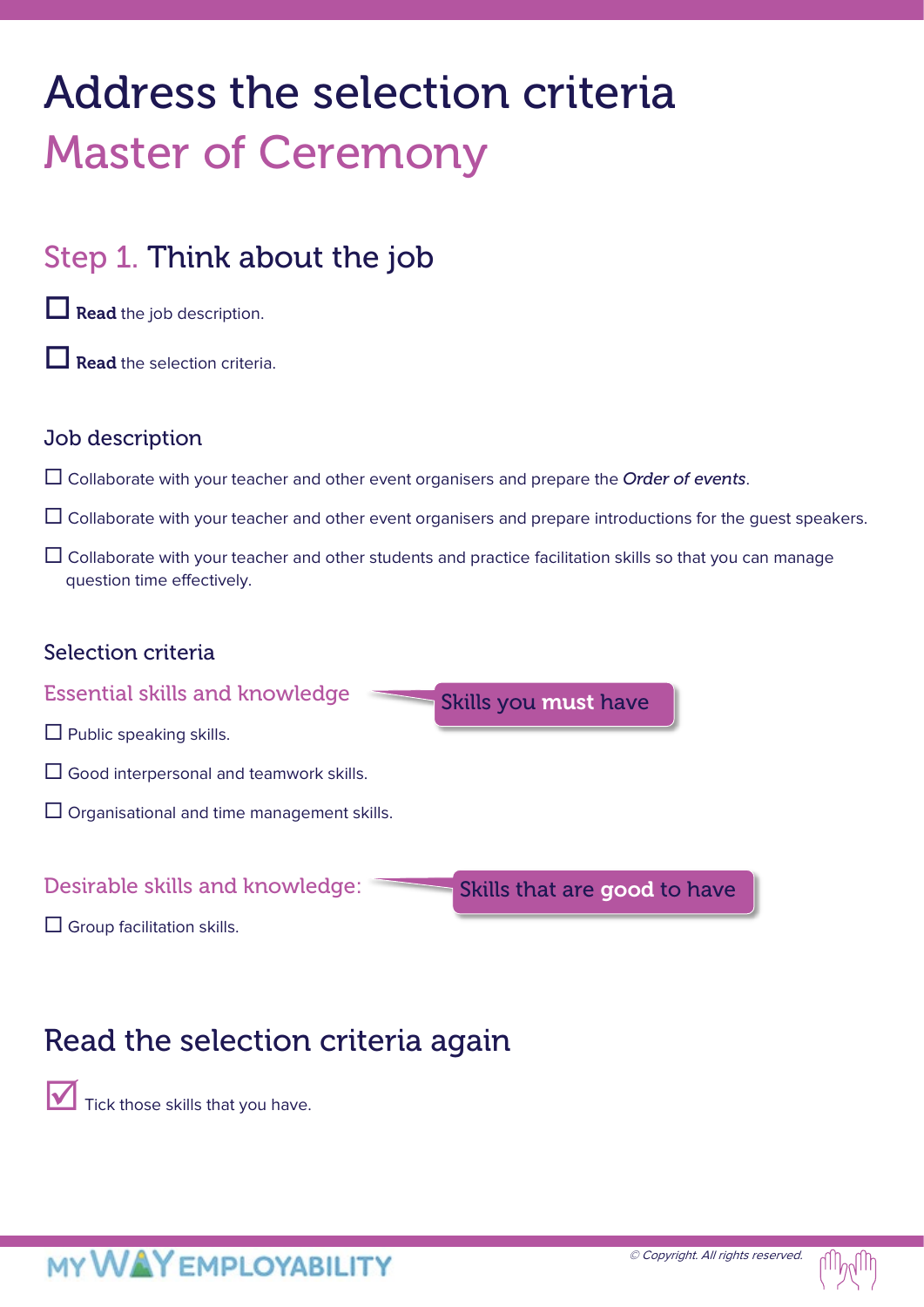# Address the selection criteria

# Master of Ceremony

## Step 1. Think about the job

- ☐ **Read** the job description.
- ☐ **Read** the selection criteria.

### Job description

- ☐ Collaborate with your teacher and other event organisers and prepare the *Order of events*.
- ☐ Collaborate with your teacher and other event organisers and prepare introductions for the guest speakers.
- ☐ Collaborate with your teacher and other students and practice facilitation skills so that you can manage question time effectively.

### Selection criteria

#### Essential skills and knowledge

Skills you **must** have

- ☐ Public speaking skills.
- ☐ Good interpersonal and teamwork skills.
- ☐ Organisational and time management skills.

#### Desirable skills and knowledge:

Skills that are **good** to have

- ☐ Group facilitation skills.

## Read the selection criteria again

☑ Tick those skills that you have.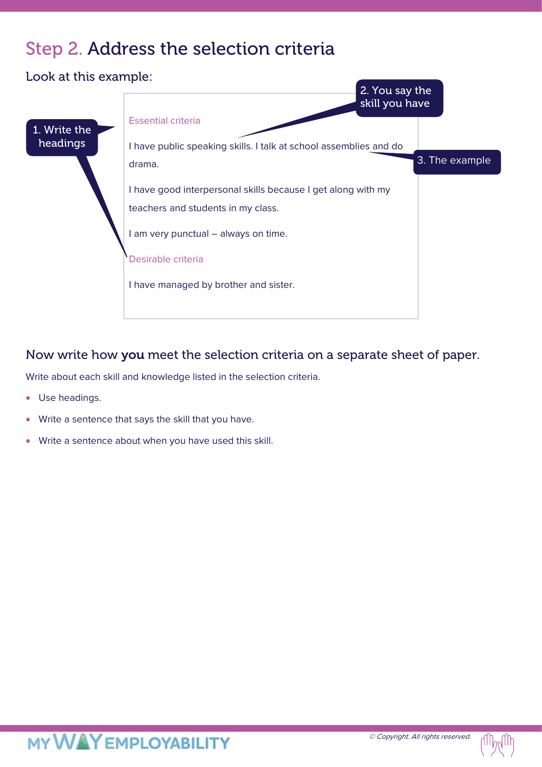# Step 2. Address the selection criteria

## Look at this example:

1. Write the headings

2. You say the skill you have

3. The example

> Essential criteria
>
> I have public speaking skills. I talk at school assemblies and do drama.
>
> I have good interpersonal skills because I get along with my teachers and students in my class.
>
> I am very punctual – always on time.
>
> Desirable criteria
>
> I have managed by brother and sister.

## Now write how **you** meet the selection criteria on a separate sheet of paper.

Write about each skill and knowledge listed in the selection criteria.

- Use headings.
- Write a sentence that says the skill that you have.
- Write a sentence about when you have used this skill.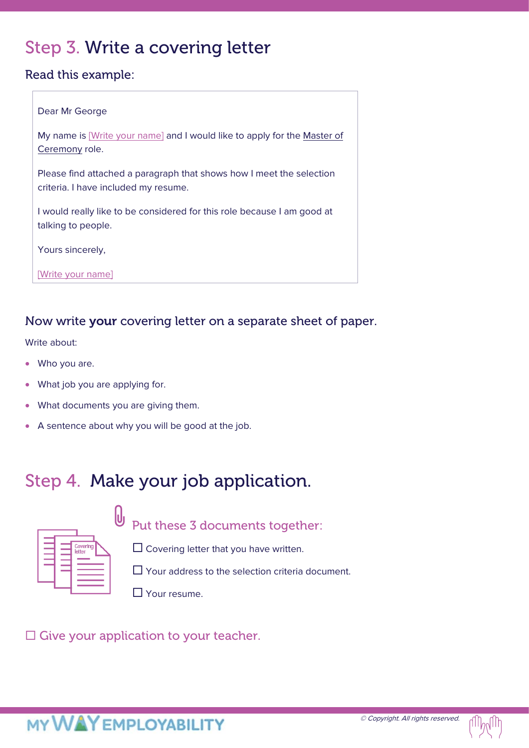## Step 3. Write a covering letter

### Read this example:

> Dear Mr George
>
> My name is [Write your name] and I would like to apply for the Master of Ceremony role.
>
> Please find attached a paragraph that shows how I meet the selection criteria. I have included my resume.
>
> I would really like to be considered for this role because I am good at talking to people.
>
> Yours sincerely,
>
> [Write your name]

### Now write **your** covering letter on a separate sheet of paper.

Write about:

- Who you are.
- What job you are applying for.
- What documents you are giving them.
- A sentence about why you will be good at the job.

## Step 4. Make your job application.

### Put these 3 documents together:

☐ Covering letter that you have written.

☐ Your address to the selection criteria document.

☐ Your resume.

### ☐ Give your application to your teacher.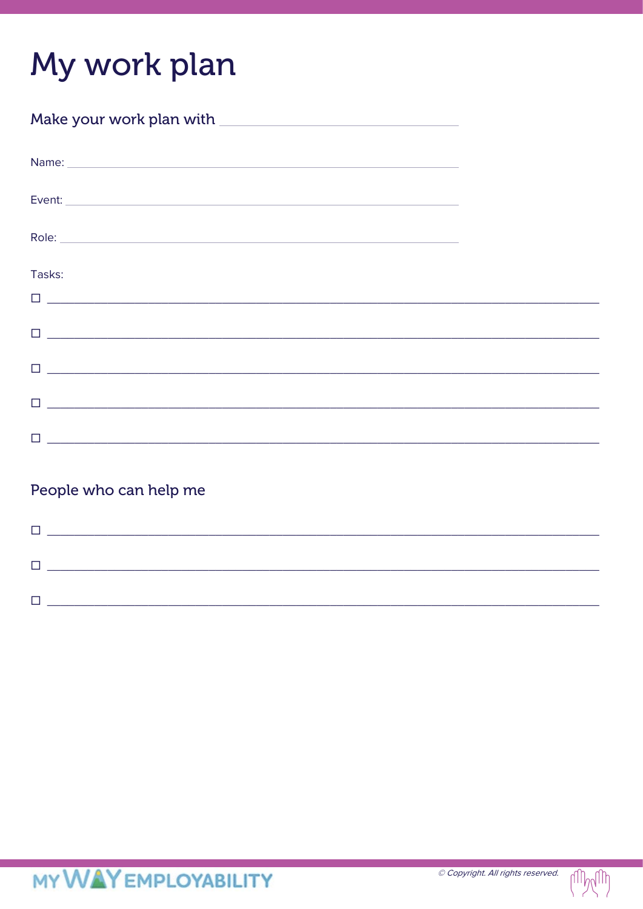# My work plan

## Make your work plan with ______________________________

Name: ______________________________________________

Event: ______________________________________________

Role: ______________________________________________

Tasks:

- ☐ ______________________________________________
- ☐ ______________________________________________
- ☐ ______________________________________________
- ☐ ______________________________________________
- ☐ ______________________________________________

## People who can help me

- ☐ ______________________________________________
- ☐ ______________________________________________
- ☐ ______________________________________________